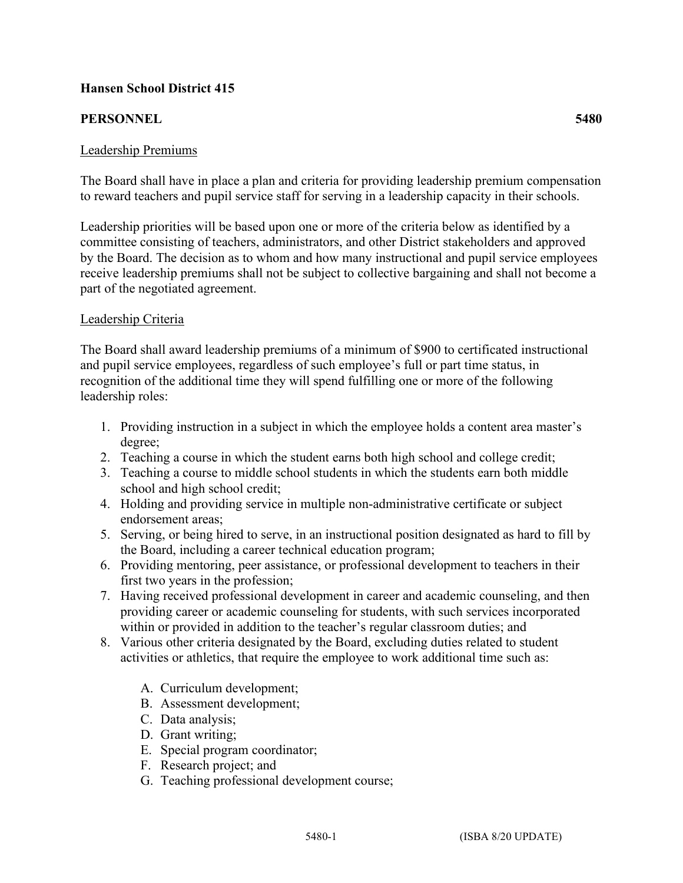**Hansen School District 415**

**PERSONNEL 5480**

Leadership Premiums

The Board shall have in place a plan and criteria for providing leadership premium compensation to reward teachers and pupil service staff for serving in a leadership capacity in their schools.

Leadership priorities will be based upon one or more of the criteria below as identified by a committee consisting of teachers, administrators, and other District stakeholders and approved by the Board. The decision as to whom and how many instructional and pupil service employees receive leadership premiums shall not be subject to collective bargaining and shall not become a part of the negotiated agreement.

Leadership Criteria

The Board shall award leadership premiums of a minimum of $900 to certificated instructional and pupil service employees, regardless of such employee's full or part time status, in recognition of the additional time they will spend fulfilling one or more of the following leadership roles:

1. Providing instruction in a subject in which the employee holds a content area master's degree;
2. Teaching a course in which the student earns both high school and college credit;
3. Teaching a course to middle school students in which the students earn both middle school and high school credit;
4. Holding and providing service in multiple non-administrative certificate or subject endorsement areas;
5. Serving, or being hired to serve, in an instructional position designated as hard to fill by the Board, including a career technical education program;
6. Providing mentoring, peer assistance, or professional development to teachers in their first two years in the profession;
7. Having received professional development in career and academic counseling, and then providing career or academic counseling for students, with such services incorporated within or provided in addition to the teacher's regular classroom duties; and
8. Various other criteria designated by the Board, excluding duties related to student activities or athletics, that require the employee to work additional time such as:

    A. Curriculum development;
    B. Assessment development;
    C. Data analysis;
    D. Grant writing;
    E. Special program coordinator;
    F. Research project; and
    G. Teaching professional development course;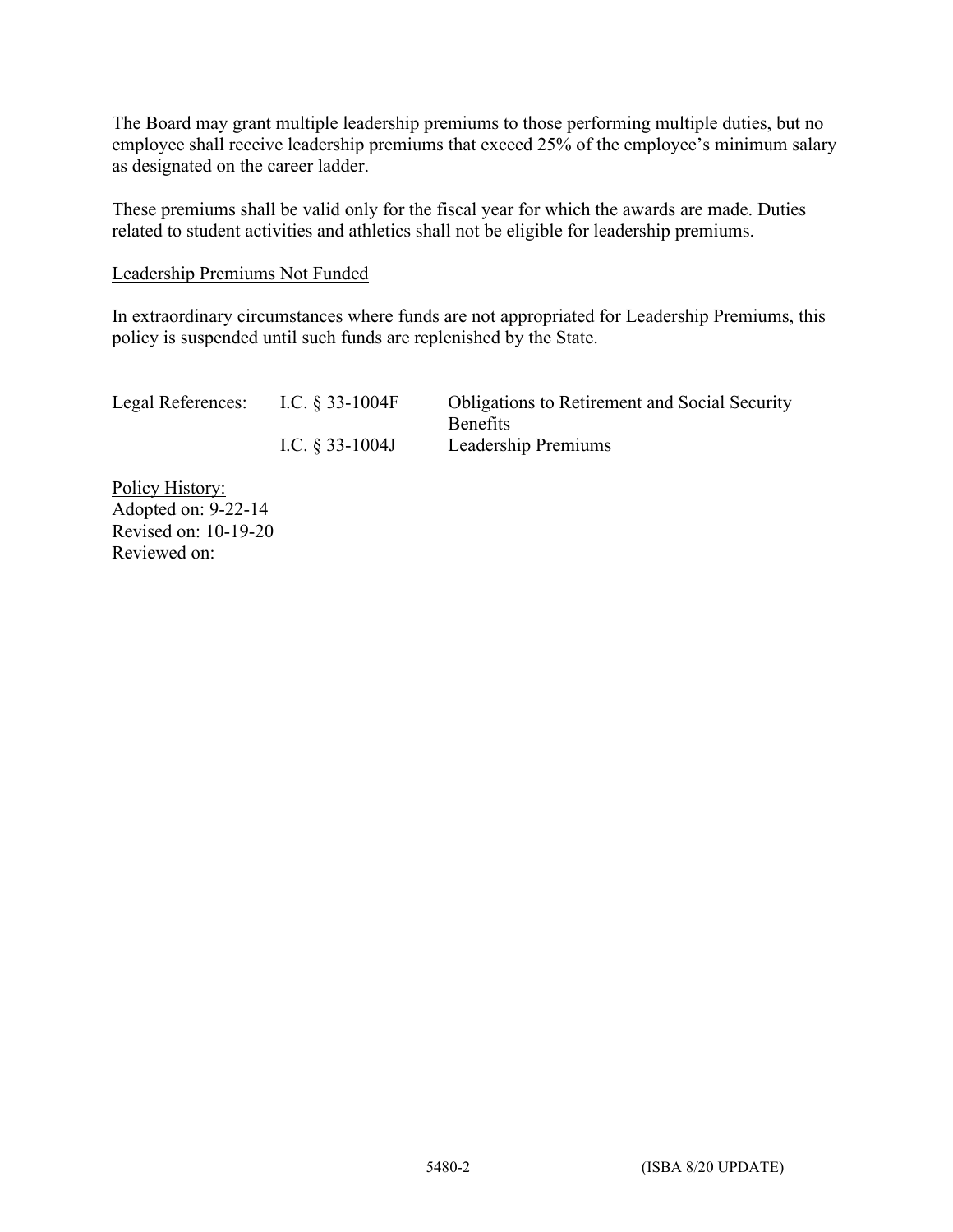The Board may grant multiple leadership premiums to those performing multiple duties, but no employee shall receive leadership premiums that exceed 25% of the employee's minimum salary as designated on the career ladder.

These premiums shall be valid only for the fiscal year for which the awards are made. Duties related to student activities and athletics shall not be eligible for leadership premiums.

Leadership Premiums Not Funded

In extraordinary circumstances where funds are not appropriated for Leadership Premiums, this policy is suspended until such funds are replenished by the State.

| | | |
|---|---|---|
| Legal References: | I.C. § 33-1004F | Obligations to Retirement and Social Security Benefits |
| | I.C. § 33-1004J | Leadership Premiums |

Policy History:
Adopted on: 9-22-14
Revised on: 10-19-20
Reviewed on:

5480-2 (ISBA 8/20 UPDATE)